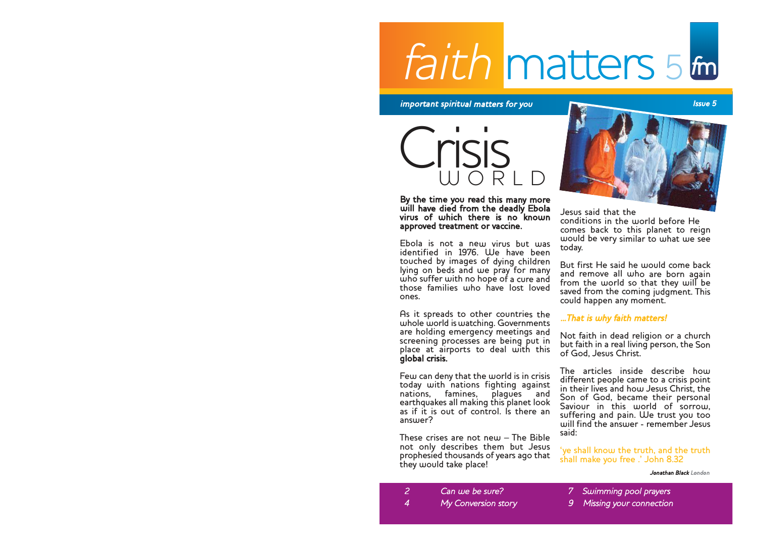# faith matters 5

*important spiritual matters for you*

*Issue 5*

## Crisis WORLD

**By the time you read this many more will have died from the deadly Ebola virus of which there is no known approved treatment or vaccine.**

Ebola is not a new virus but was identified in 1976. We have been touched by images of dying children lying on beds and we pray for many who suffer with no hope of a cure and those families who have lost loved ones.

As it spreads to other countries the whole world is watching. Governments are holding emergency meetings and screening processes are being put in place at airports to deal with this **global crisis.**

Few can deny that the world is in crisis today with nations fighting against nations, famines, plagues and earthquakes all making this planet look as if it is out of control. Is there an answer?

These crises are not new – The Bible not only describes them but Jesus prophesied thousands of years ago that they would take place!

Jesus said that the conditions in the world before He comes back to this planet to reign would be very similar to what we see today.

But first He said he would come back and remove all who are born again from the world so that they will be saved from the coming judgment. This could happen any moment.

***...That is why faith matters!***

Not faith in dead religion or a church but faith in a real living person, the Son of God, Jesus Christ.

The articles inside describe how different people came to a crisis point in their lives and how Jesus Christ, the Son of God, became their personal Saviour in this world of sorrow, suffering and pain. We trust you too will find the answer - remember Jesus said:

'ye shall know the truth, and the truth shall make you free .' John 8.32

***Jonathan Black** London*

*2 Can we be sure?*
*4 My Conversion story*
*7 Swimming pool prayers*
*9 Missing your connection*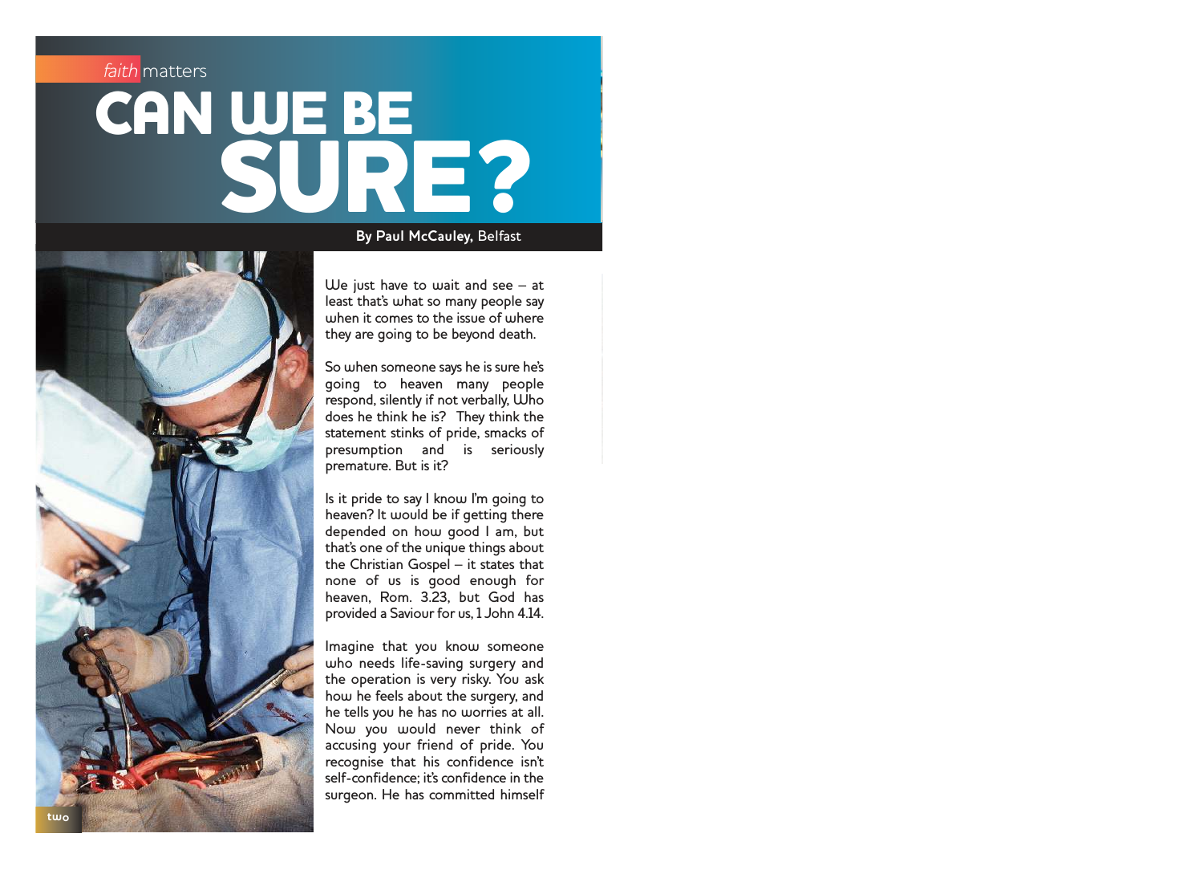*faith* matters

# CAN WE BE SURE?

**By Paul McCauley,** Belfast

We just have to wait and see – at least that's what so many people say when it comes to the issue of where they are going to be beyond death.

So when someone says he is sure he's going to heaven many people respond, silently if not verbally, Who does he think he is? They think the statement stinks of pride, smacks of presumption and is seriously premature. But is it?

Is it pride to say I know I'm going to heaven? It would be if getting there depended on how good I am, but that's one of the unique things about the Christian Gospel – it states that none of us is good enough for heaven, Rom. 3.23, but God has provided a Saviour for us, 1 John 4.14.

Imagine that you know someone who needs life-saving surgery and the operation is very risky. You ask how he feels about the surgery, and he tells you he has no worries at all. Now you would never think of accusing your friend of pride. You recognise that his confidence isn't self-confidence; it's confidence in the surgeon. He has committed himself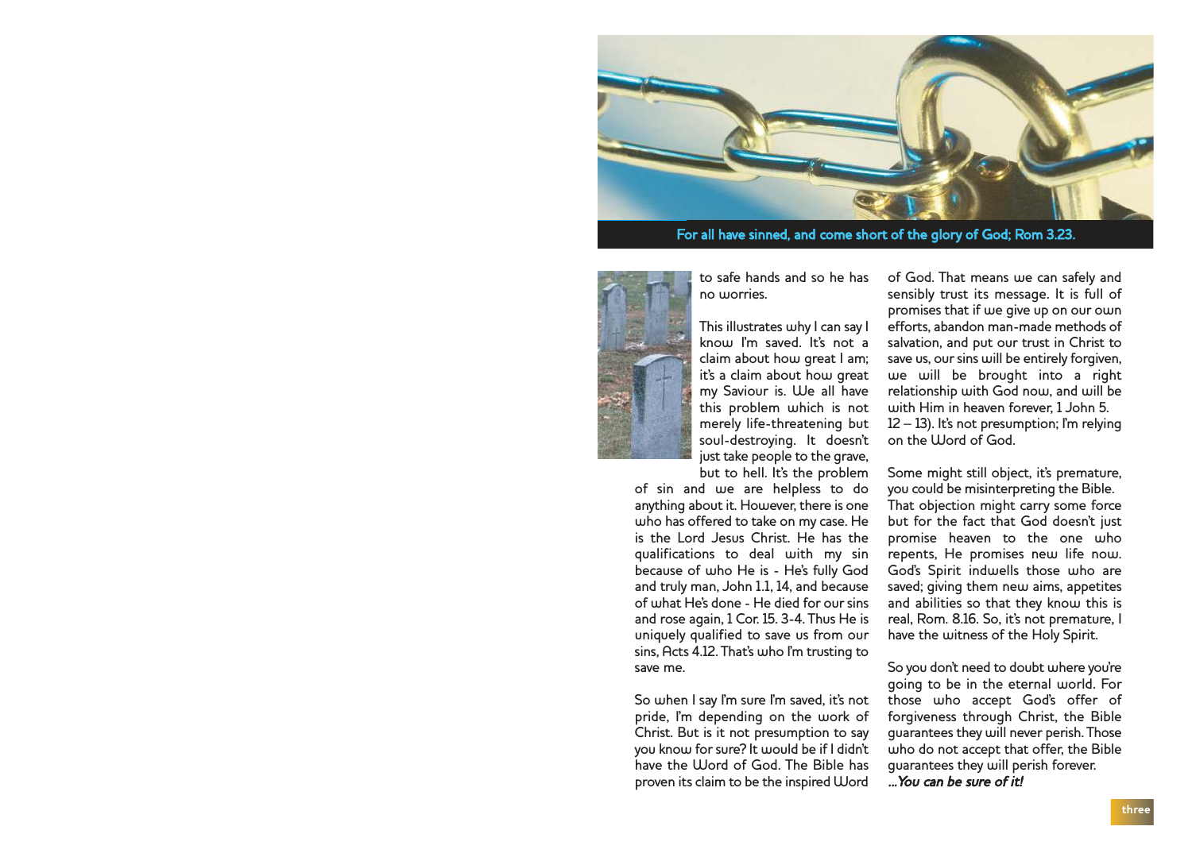For all have sinned, and come short of the glory of God; Rom 3.23.

to safe hands and so he has no worries.

This illustrates why I can say I know I'm saved. It's not a claim about how great I am; it's a claim about how great my Saviour is. We all have this problem which is not merely life-threatening but soul-destroying. It doesn't just take people to the grave, but to hell. It's the problem of sin and we are helpless to do anything about it. However, there is one who has offered to take on my case. He is the Lord Jesus Christ. He has the qualifications to deal with my sin because of who He is - He's fully God and truly man, John 1.1, 14, and because of what He's done - He died for our sins and rose again, 1 Cor. 15. 3-4. Thus He is uniquely qualified to save us from our sins, Acts 4.12. That's who I'm trusting to save me.

So when I say I'm sure I'm saved, it's not pride, I'm depending on the work of Christ. But is it not presumption to say you know for sure? It would be if I didn't have the Word of God. The Bible has proven its claim to be the inspired Word of God. That means we can safely and sensibly trust its message. It is full of promises that if we give up on our own efforts, abandon man-made methods of salvation, and put our trust in Christ to save us, our sins will be entirely forgiven, we will be brought into a right relationship with God now, and will be with Him in heaven forever, 1 John 5. 12 – 13). It's not presumption; I'm relying on the Word of God.

Some might still object, it's premature, you could be misinterpreting the Bible. That objection might carry some force but for the fact that God doesn't just promise heaven to the one who repents, He promises new life now. God's Spirit indwells those who are saved; giving them new aims, appetites and abilities so that they know this is real, Rom. 8.16. So, it's not premature, I have the witness of the Holy Spirit.

So you don't need to doubt where you're going to be in the eternal world. For those who accept God's offer of forgiveness through Christ, the Bible guarantees they will never perish. Those who do not accept that offer, the Bible guarantees they will perish forever.

***...You can be sure of it!***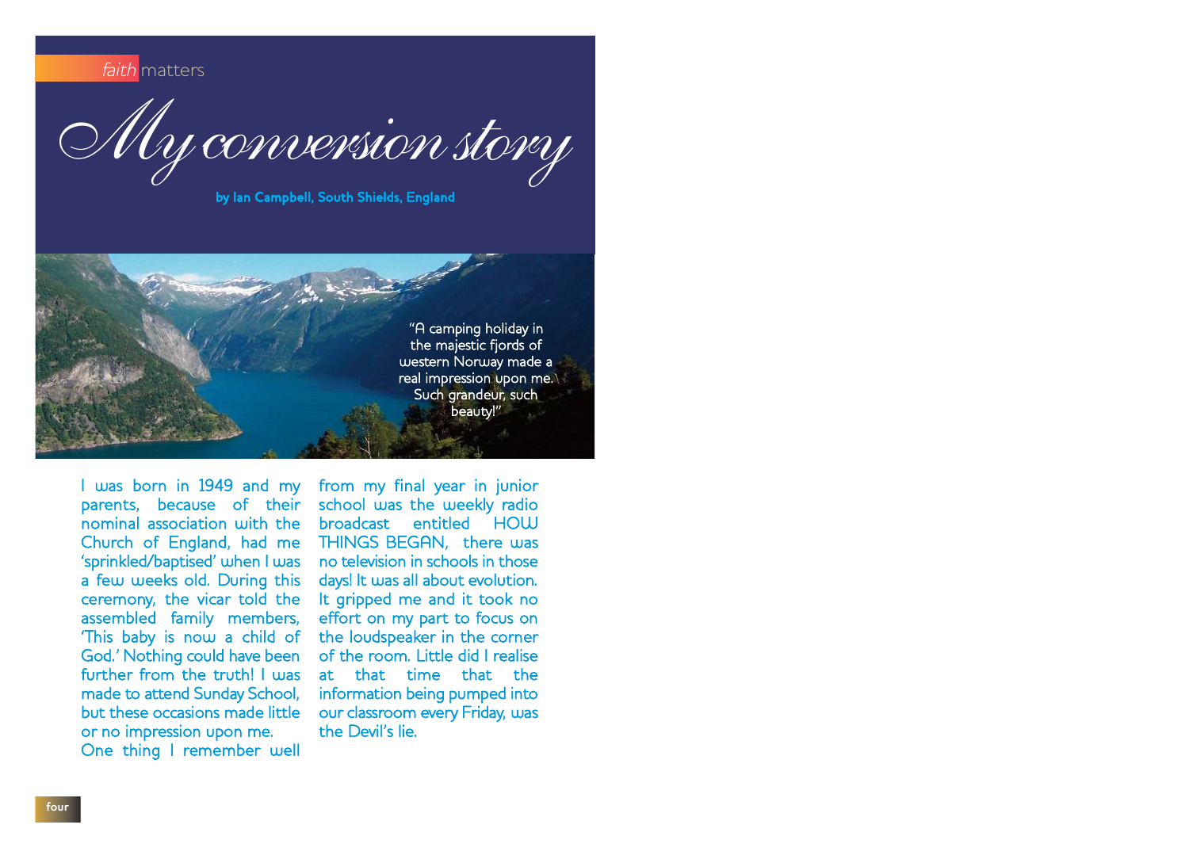*faith* matters

# My conversion story

**by Ian Campbell, South Shields, England**

"A camping holiday in the majestic fjords of western Norway made a real impression upon me. Such grandeur, such beauty!"

I was born in 1949 and my parents, because of their nominal association with the Church of England, had me 'sprinkled/baptised' when I was a few weeks old. During this ceremony, the vicar told the assembled family members, 'This baby is now a child of God.' Nothing could have been further from the truth! I was made to attend Sunday School, but these occasions made little or no impression upon me.

One thing I remember well from my final year in junior school was the weekly radio broadcast entitled HOW THINGS BEGAN, there was no television in schools in those days! It was all about evolution. It gripped me and it took no effort on my part to focus on the loudspeaker in the corner of the room. Little did I realise at that time that the information being pumped into our classroom every Friday, was the Devil's lie.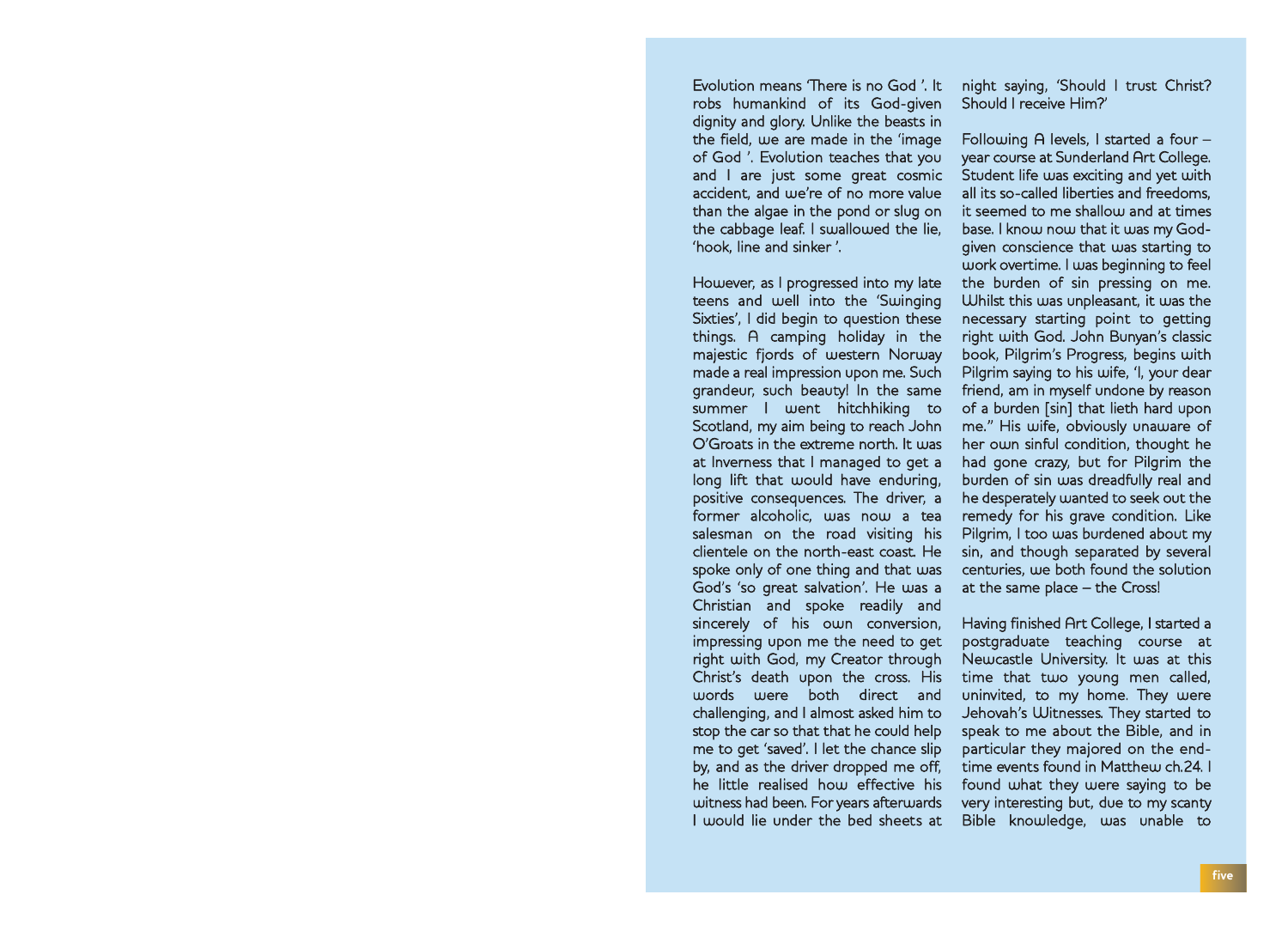Evolution means 'There is no God '. It robs humankind of its God-given dignity and glory. Unlike the beasts in the field, we are made in the 'image of God '. Evolution teaches that you and I are just some great cosmic accident, and we're of no more value than the algae in the pond or slug on the cabbage leaf. I swallowed the lie, 'hook, line and sinker '.

However, as I progressed into my late teens and well into the 'Swinging Sixties', I did begin to question these things. A camping holiday in the majestic fjords of western Norway made a real impression upon me. Such grandeur, such beauty! In the same summer I went hitchhiking to Scotland, my aim being to reach John O'Groats in the extreme north. It was at Inverness that I managed to get a long lift that would have enduring, positive consequences. The driver, a former alcoholic, was now a tea salesman on the road visiting his clientele on the north-east coast. He spoke only of one thing and that was God's 'so great salvation'. He was a Christian and spoke readily and sincerely of his own conversion, impressing upon me the need to get right with God, my Creator through Christ's death upon the cross. His words were both direct and challenging, and I almost asked him to stop the car so that that he could help me to get 'saved'. I let the chance slip by, and as the driver dropped me off, he little realised how effective his witness had been. For years afterwards I would lie under the bed sheets at night saying, 'Should I trust Christ? Should I receive Him?'

Following A levels, I started a four – year course at Sunderland Art College. Student life was exciting and yet with all its so-called liberties and freedoms, it seemed to me shallow and at times base. I know now that it was my God-given conscience that was starting to work overtime. I was beginning to feel the burden of sin pressing on me. Whilst this was unpleasant, it was the necessary starting point to getting right with God. John Bunyan's classic book, Pilgrim's Progress, begins with Pilgrim saying to his wife, 'I, your dear friend, am in myself undone by reason of a burden [sin] that lieth hard upon me." His wife, obviously unaware of her own sinful condition, thought he had gone crazy, but for Pilgrim the burden of sin was dreadfully real and he desperately wanted to seek out the remedy for his grave condition. Like Pilgrim, I too was burdened about my sin, and though separated by several centuries, we both found the solution at the same place – the Cross!

Having finished Art College, I started a postgraduate teaching course at Newcastle University. It was at this time that two young men called, uninvited, to my home. They were Jehovah's Witnesses. They started to speak to me about the Bible, and in particular they majored on the end-time events found in Matthew ch.24. I found what they were saying to be very interesting but, due to my scanty Bible knowledge, was unable to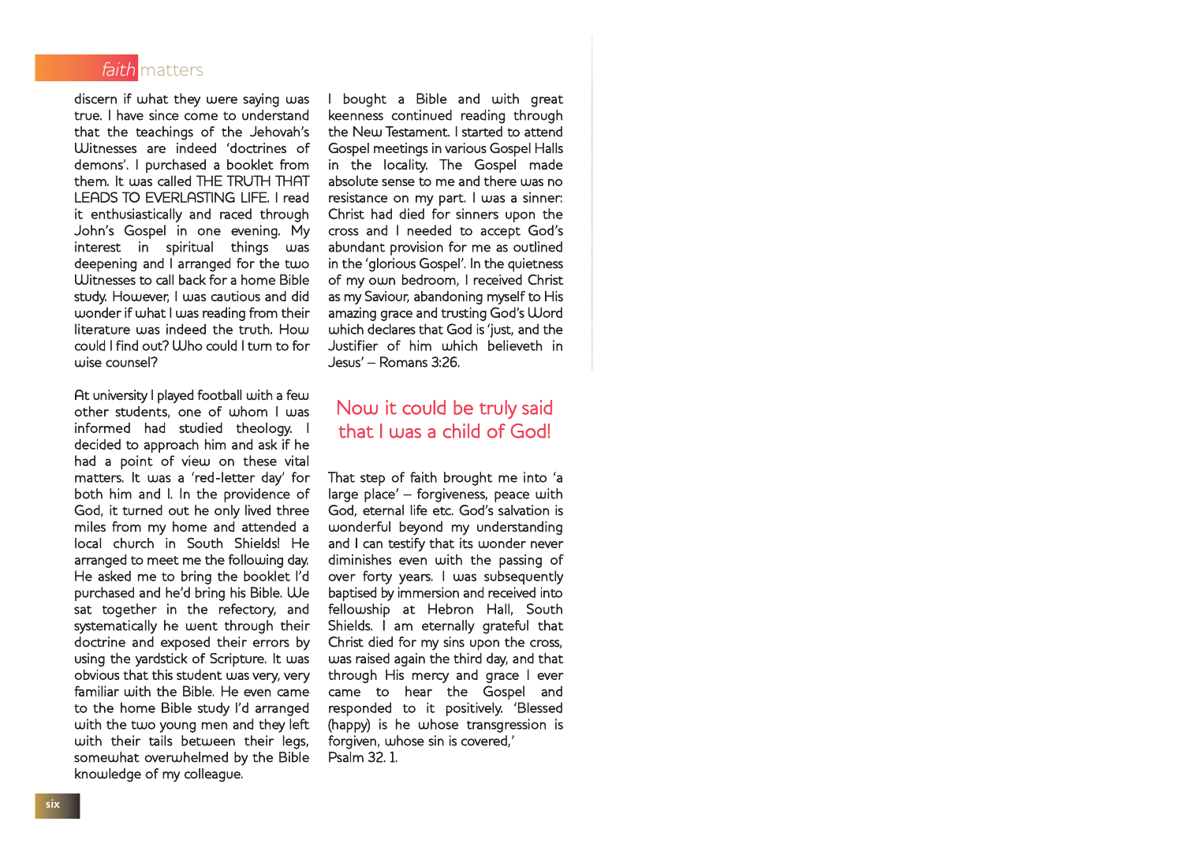discern if what they were saying was true. I have since come to understand that the teachings of the Jehovah's Witnesses are indeed 'doctrines of demons'. I purchased a booklet from them. It was called THE TRUTH THAT LEADS TO EVERLASTING LIFE. I read it enthusiastically and raced through John's Gospel in one evening. My interest in spiritual things was deepening and I arranged for the two Witnesses to call back for a home Bible study. However, I was cautious and did wonder if what I was reading from their literature was indeed the truth. How could I find out? Who could I turn to for wise counsel?

At university I played football with a few other students, one of whom I was informed had studied theology. I decided to approach him and ask if he had a point of view on these vital matters. It was a 'red-letter day' for both him and I. In the providence of God, it turned out he only lived three miles from my home and attended a local church in South Shields! He arranged to meet me the following day. He asked me to bring the booklet I'd purchased and he'd bring his Bible. We sat together in the refectory, and systematically he went through their doctrine and exposed their errors by using the yardstick of Scripture. It was obvious that this student was very, very familiar with the Bible. He even came to the home Bible study I'd arranged with the two young men and they left with their tails between their legs, somewhat overwhelmed by the Bible knowledge of my colleague.

I bought a Bible and with great keenness continued reading through the New Testament. I started to attend Gospel meetings in various Gospel Halls in the locality. The Gospel made absolute sense to me and there was no resistance on my part. I was a sinner: Christ had died for sinners upon the cross and I needed to accept God's abundant provision for me as outlined in the 'glorious Gospel'. In the quietness of my own bedroom, I received Christ as my Saviour, abandoning myself to His amazing grace and trusting God's Word which declares that God is 'just, and the Justifier of him which believeth in Jesus' – Romans 3:26.

## Now it could be truly said that I was a child of God!

That step of faith brought me into 'a large place' – forgiveness, peace with God, eternal life etc. God's salvation is wonderful beyond my understanding and I can testify that its wonder never diminishes even with the passing of over forty years. I was subsequently baptised by immersion and received into fellowship at Hebron Hall, South Shields. I am eternally grateful that Christ died for my sins upon the cross, was raised again the third day, and that through His mercy and grace I ever came to hear the Gospel and responded to it positively. 'Blessed (happy) is he whose transgression is forgiven, whose sin is covered,' Psalm 32. 1.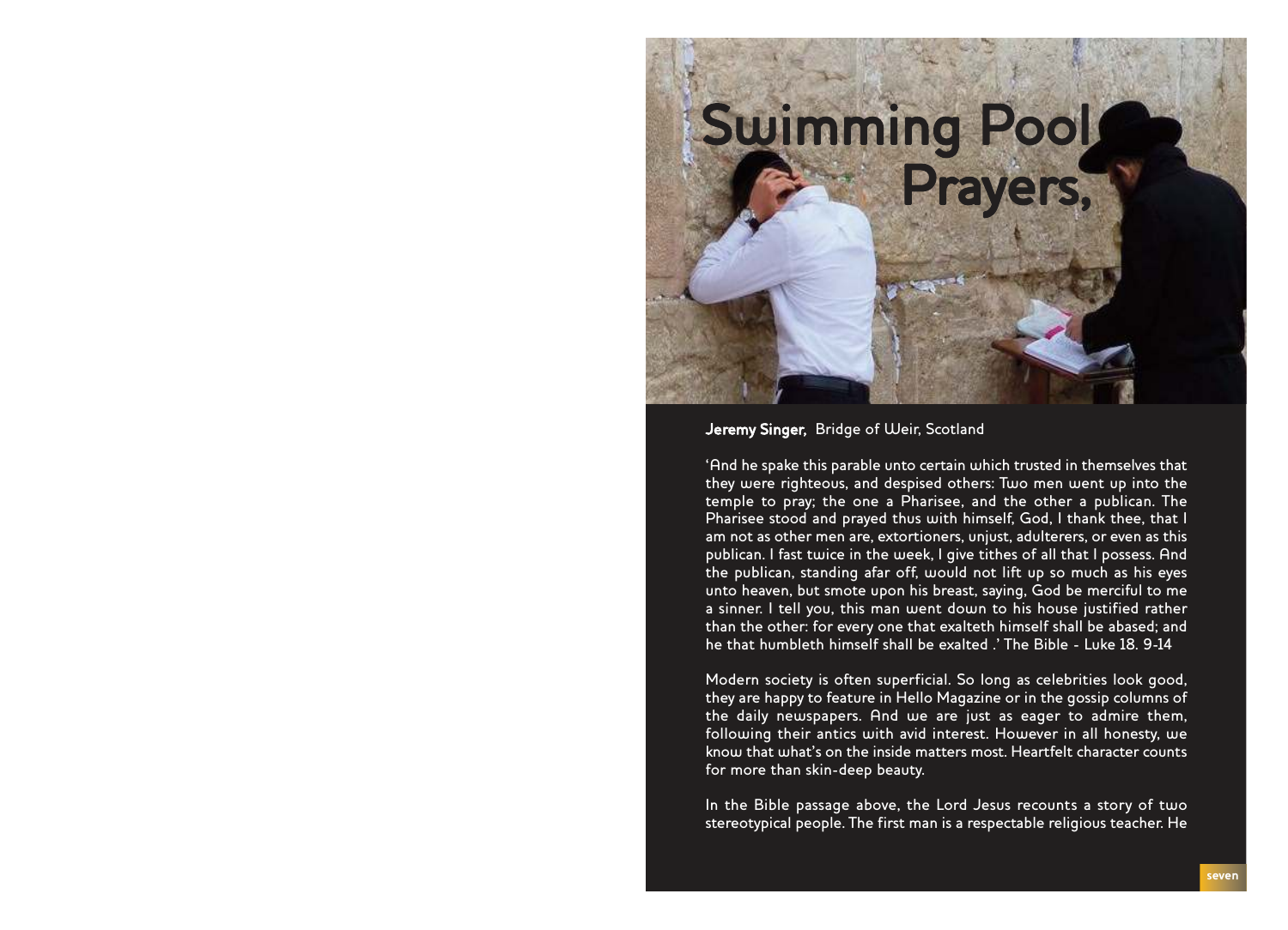# Swimming Pool Prayers,

**Jeremy Singer,** Bridge of Weir, Scotland

'And he spake this parable unto certain which trusted in themselves that they were righteous, and despised others: Two men went up into the temple to pray; the one a Pharisee, and the other a publican. The Pharisee stood and prayed thus with himself, God, I thank thee, that I am not as other men are, extortioners, unjust, adulterers, or even as this publican. I fast twice in the week, I give tithes of all that I possess. And the publican, standing afar off, would not lift up so much as his eyes unto heaven, but smote upon his breast, saying, God be merciful to me a sinner. I tell you, this man went down to his house justified rather than the other: for every one that exalteth himself shall be abased; and he that humbleth himself shall be exalted .' The Bible - Luke 18. 9-14

Modern society is often superficial. So long as celebrities look good, they are happy to feature in Hello Magazine or in the gossip columns of the daily newspapers. And we are just as eager to admire them, following their antics with avid interest. However in all honesty, we know that what's on the inside matters most. Heartfelt character counts for more than skin-deep beauty.

In the Bible passage above, the Lord Jesus recounts a story of two stereotypical people. The first man is a respectable religious teacher. He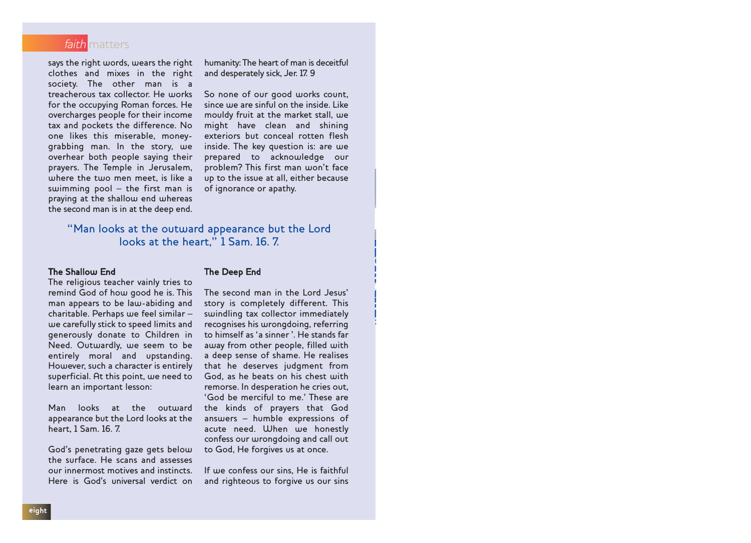says the right words, wears the right clothes and mixes in the right society. The other man is a treacherous tax collector. He works for the occupying Roman forces. He overcharges people for their income tax and pockets the difference. No one likes this miserable, money-grabbing man. In the story, we overhear both people saying their prayers. The Temple in Jerusalem, where the two men meet, is like a swimming pool – the first man is praying at the shallow end whereas the second man is in at the deep end.

> "Man looks at the outward appearance but the Lord looks at the heart," 1 Sam. 16. 7.

### The Shallow End

The religious teacher vainly tries to remind God of how good he is. This man appears to be law-abiding and charitable. Perhaps we feel similar – we carefully stick to speed limits and generously donate to Children in Need. Outwardly, we seem to be entirely moral and upstanding. However, such a character is entirely superficial. At this point, we need to learn an important lesson:

Man looks at the outward appearance but the Lord looks at the heart, 1 Sam. 16. 7.

God's penetrating gaze gets below the surface. He scans and assesses our innermost motives and instincts. Here is God's universal verdict on humanity: The heart of man is deceitful and desperately sick, Jer. 17. 9

So none of our good works count, since we are sinful on the inside. Like mouldy fruit at the market stall, we might have clean and shining exteriors but conceal rotten flesh inside. The key question is: are we prepared to acknowledge our problem? This first man won't face up to the issue at all, either because of ignorance or apathy.

### The Deep End

The second man in the Lord Jesus' story is completely different. This swindling tax collector immediately recognises his wrongdoing, referring to himself as 'a sinner '. He stands far away from other people, filled with a deep sense of shame. He realises that he deserves judgment from God, as he beats on his chest with remorse. In desperation he cries out, 'God be merciful to me.' These are the kinds of prayers that God answers – humble expressions of acute need. When we honestly confess our wrongdoing and call out to God, He forgives us at once.

If we confess our sins, He is faithful and righteous to forgive us our sins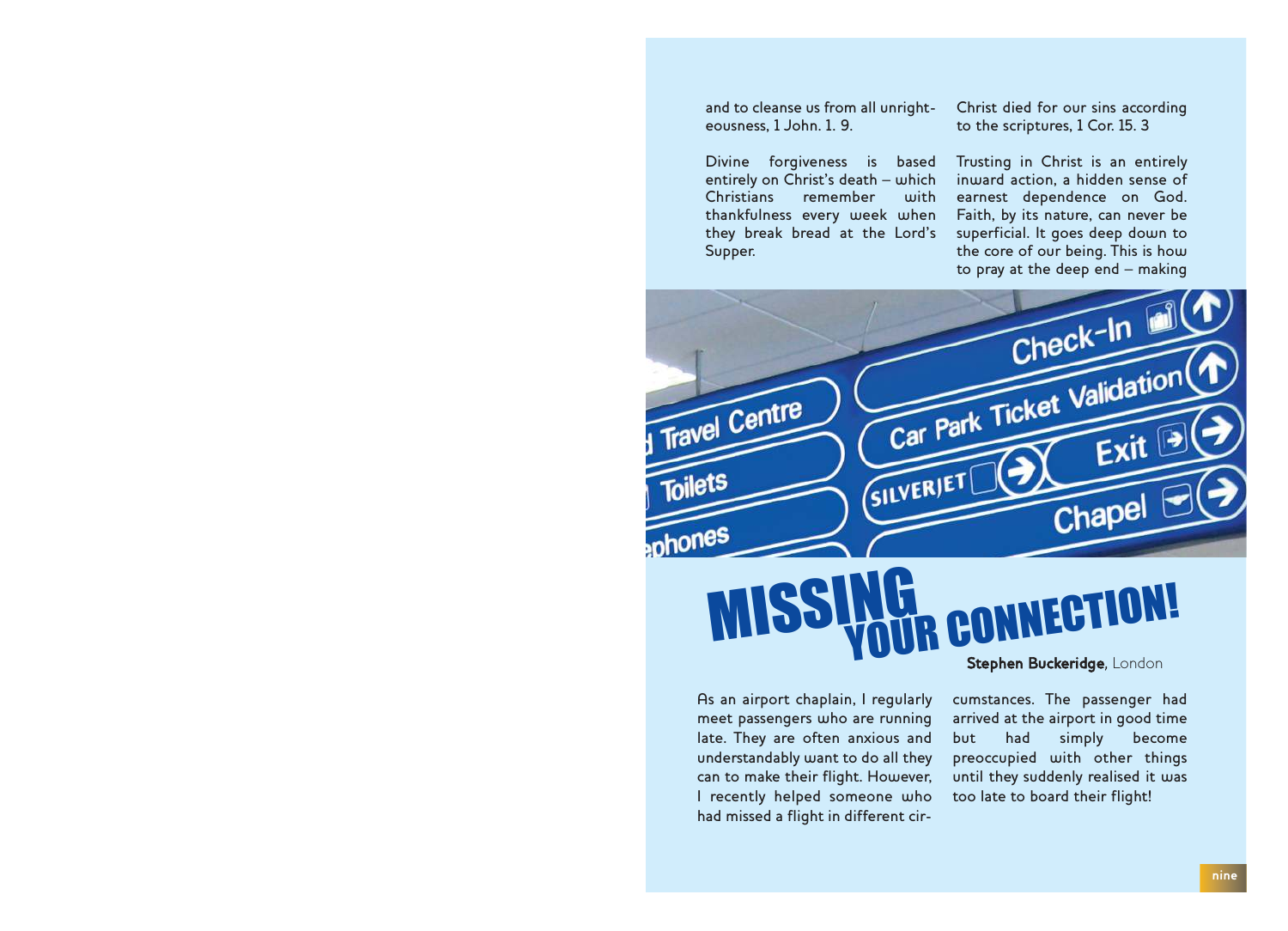and to cleanse us from all unrighteousness, 1 John. 1. 9.

Divine forgiveness is based entirely on Christ's death – which Christians remember with thankfulness every week when they break bread at the Lord's Supper.

Christ died for our sins according to the scriptures, 1 Cor. 15. 3

Trusting in Christ is an entirely inward action, a hidden sense of earnest dependence on God. Faith, by its nature, can never be superficial. It goes deep down to the core of our being. This is how to pray at the deep end – making

# MISSING YOUR CONNECTION!

**Stephen Buckeridge**, London

As an airport chaplain, I regularly meet passengers who are running late. They are often anxious and understandably want to do all they can to make their flight. However, I recently helped someone who had missed a flight in different circumstances. The passenger had arrived at the airport in good time but had simply become preoccupied with other things until they suddenly realised it was too late to board their flight!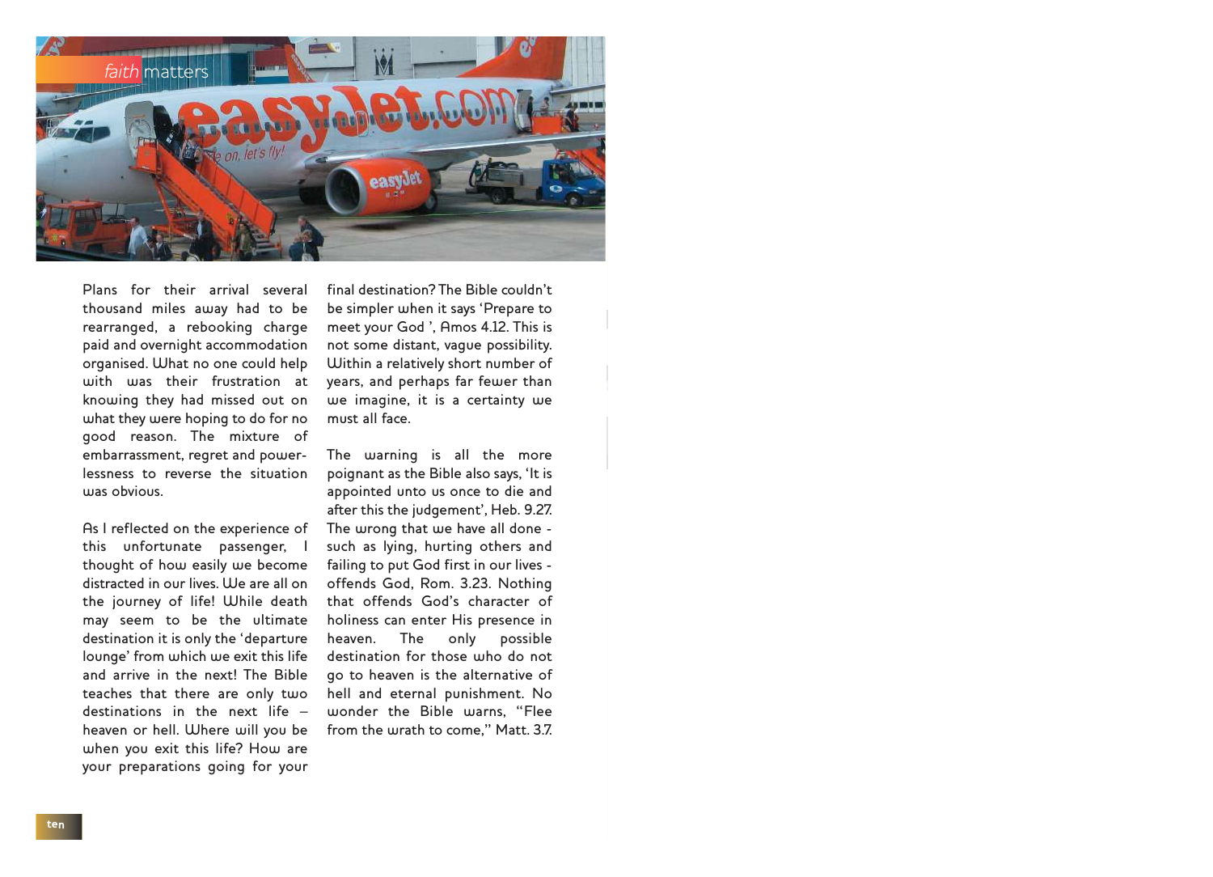Plans for their arrival several thousand miles away had to be rearranged, a rebooking charge paid and overnight accommodation organised. What no one could help with was their frustration at knowing they had missed out on what they were hoping to do for no good reason. The mixture of embarrassment, regret and powerlessness to reverse the situation was obvious.

As I reflected on the experience of this unfortunate passenger, I thought of how easily we become distracted in our lives. We are all on the journey of life! While death may seem to be the ultimate destination it is only the 'departure lounge' from which we exit this life and arrive in the next! The Bible teaches that there are only two destinations in the next life – heaven or hell. Where will you be when you exit this life? How are your preparations going for your final destination? The Bible couldn't be simpler when it says 'Prepare to meet your God ', Amos 4.12. This is not some distant, vague possibility. Within a relatively short number of years, and perhaps far fewer than we imagine, it is a certainty we must all face.

The warning is all the more poignant as the Bible also says, 'It is appointed unto us once to die and after this the judgement', Heb. 9.27. The wrong that we have all done - such as lying, hurting others and failing to put God first in our lives - offends God, Rom. 3.23. Nothing that offends God's character of holiness can enter His presence in heaven. The only possible destination for those who do not go to heaven is the alternative of hell and eternal punishment. No wonder the Bible warns, "Flee from the wrath to come," Matt. 3.7.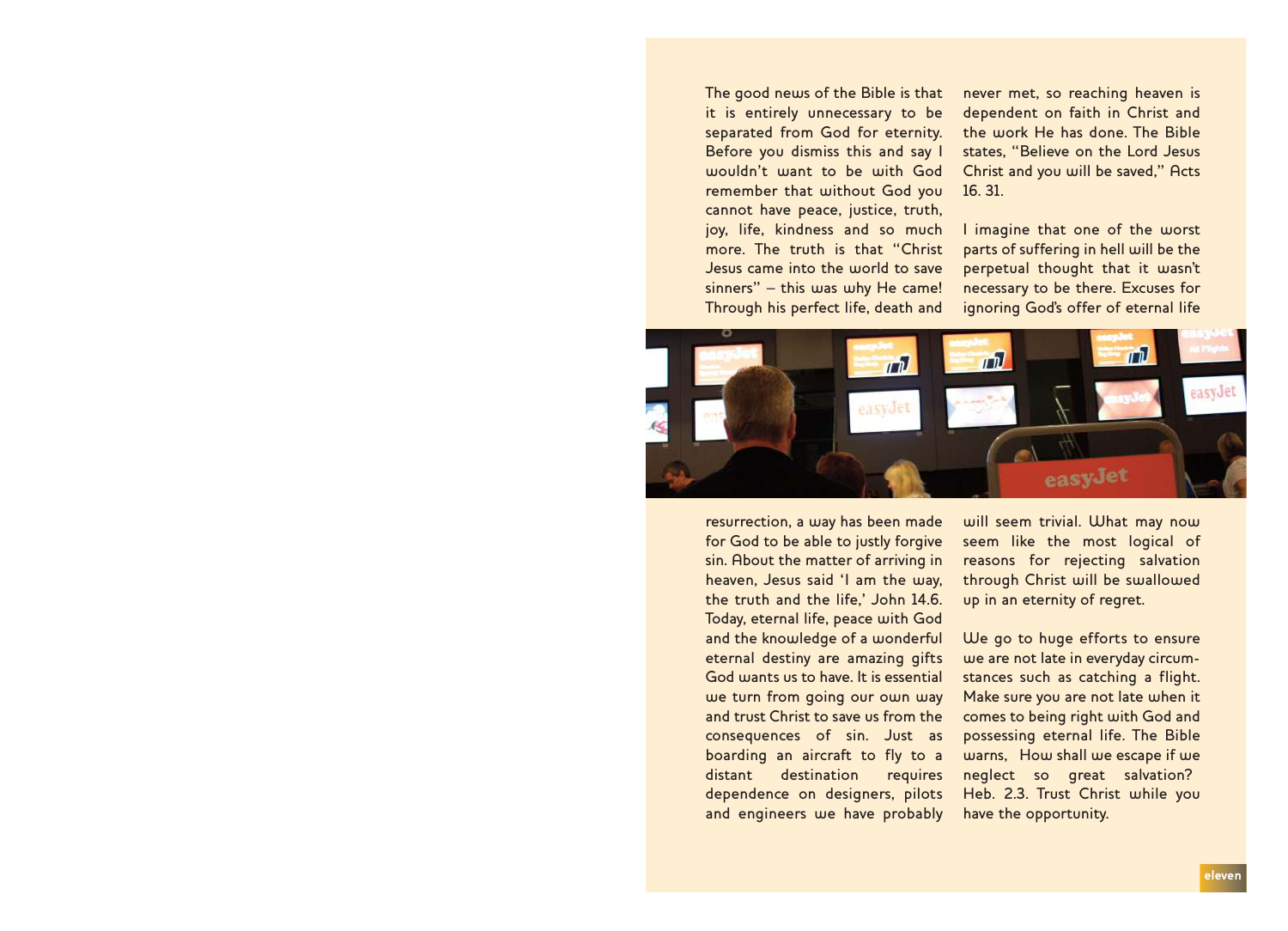The good news of the Bible is that it is entirely unnecessary to be separated from God for eternity. Before you dismiss this and say I wouldn't want to be with God remember that without God you cannot have peace, justice, truth, joy, life, kindness and so much more. The truth is that "Christ Jesus came into the world to save sinners" – this was why He came! Through his perfect life, death and resurrection, a way has been made for God to be able to justly forgive sin. About the matter of arriving in heaven, Jesus said 'I am the way, the truth and the life,' John 14.6. Today, eternal life, peace with God and the knowledge of a wonderful eternal destiny are amazing gifts God wants us to have. It is essential we turn from going our own way and trust Christ to save us from the consequences of sin. Just as boarding an aircraft to fly to a distant destination requires dependence on designers, pilots and engineers we have probably never met, so reaching heaven is dependent on faith in Christ and the work He has done. The Bible states, "Believe on the Lord Jesus Christ and you will be saved," Acts 16. 31.

I imagine that one of the worst parts of suffering in hell will be the perpetual thought that it wasn't necessary to be there. Excuses for ignoring God's offer of eternal life will seem trivial. What may now seem like the most logical of reasons for rejecting salvation through Christ will be swallowed up in an eternity of regret.

We go to huge efforts to ensure we are not late in everyday circumstances such as catching a flight. Make sure you are not late when it comes to being right with God and possessing eternal life. The Bible warns, How shall we escape if we neglect so great salvation? Heb. 2.3. Trust Christ while you have the opportunity.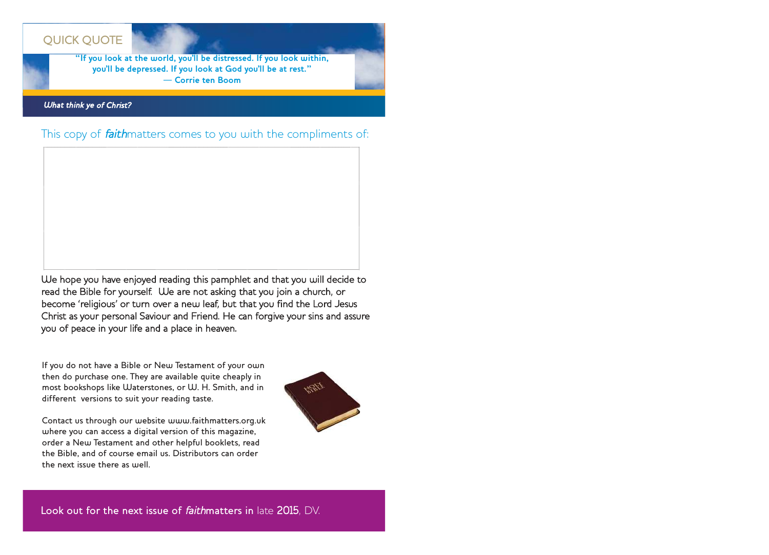## QUICK QUOTE

**"If you look at the world, you'll be distressed. If you look within, you'll be depressed. If you look at God you'll be at rest."**
**— Corrie ten Boom**

***What think ye of Christ?***

This copy of *faith*matters comes to you with the compliments of:

We hope you have enjoyed reading this pamphlet and that you will decide to read the Bible for yourself. We are not asking that you join a church, or become 'religious' or turn over a new leaf, but that you find the Lord Jesus Christ as your personal Saviour and Friend. He can forgive your sins and assure you of peace in your life and a place in heaven.

If you do not have a Bible or New Testament of your own then do purchase one. They are available quite cheaply in most bookshops like Waterstones, or W. H. Smith, and in different versions to suit your reading taste.

Contact us through our website www.faithmatters.org.uk where you can access a digital version of this magazine, order a New Testament and other helpful booklets, read the Bible, and of course email us. Distributors can order the next issue there as well.

Look out for the next issue of *faith*matters in late 2015, DV.